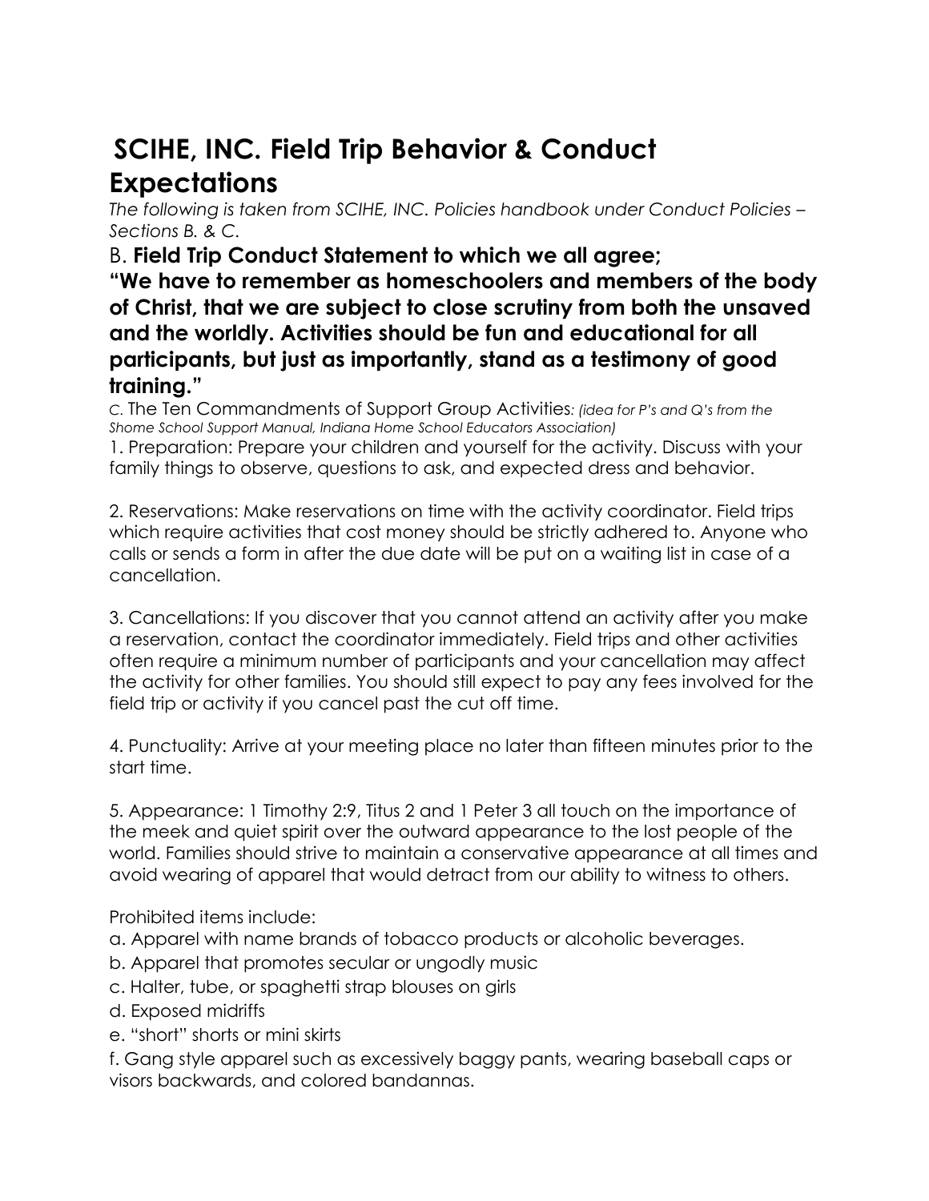# SCIHE, INC. Field Trip Behavior & Conduct Expectations

*The following is taken from SCIHE, INC. Policies handbook under Conduct Policies – Sections B. & C.*

B. **Field Trip Conduct Statement to which we all agree;**

**"We have to remember as homeschoolers and members of the body of Christ, that we are subject to close scrutiny from both the unsaved and the worldly. Activities should be fun and educational for all participants, but just as importantly, stand as a testimony of good training."**

C. The Ten Commandments of Support Group Activities*: (idea for P's and Q's from the Shome School Support Manual, Indiana Home School Educators Association)*

1. Preparation: Prepare your children and yourself for the activity. Discuss with your family things to observe, questions to ask, and expected dress and behavior.

2. Reservations: Make reservations on time with the activity coordinator. Field trips which require activities that cost money should be strictly adhered to. Anyone who calls or sends a form in after the due date will be put on a waiting list in case of a cancellation.

3. Cancellations: If you discover that you cannot attend an activity after you make a reservation, contact the coordinator immediately. Field trips and other activities often require a minimum number of participants and your cancellation may affect the activity for other families. You should still expect to pay any fees involved for the field trip or activity if you cancel past the cut off time.

4. Punctuality: Arrive at your meeting place no later than fifteen minutes prior to the start time.

5. Appearance: 1 Timothy 2:9, Titus 2 and 1 Peter 3 all touch on the importance of the meek and quiet spirit over the outward appearance to the lost people of the world. Families should strive to maintain a conservative appearance at all times and avoid wearing of apparel that would detract from our ability to witness to others.

Prohibited items include:

a. Apparel with name brands of tobacco products or alcoholic beverages.

b. Apparel that promotes secular or ungodly music

c. Halter, tube, or spaghetti strap blouses on girls

d. Exposed midriffs

e. "short" shorts or mini skirts

f. Gang style apparel such as excessively baggy pants, wearing baseball caps or visors backwards, and colored bandannas.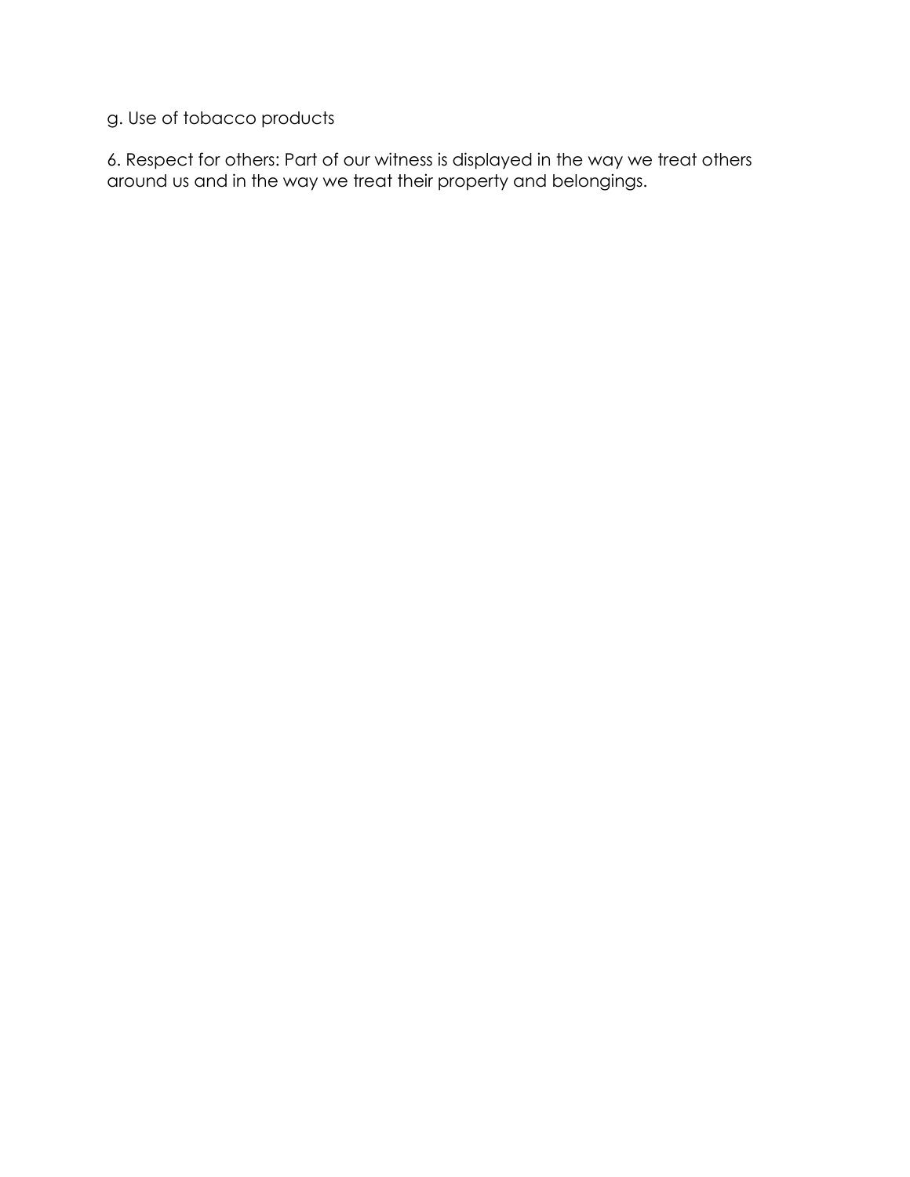g. Use of tobacco products

6. Respect for others: Part of our witness is displayed in the way we treat others around us and in the way we treat their property and belongings.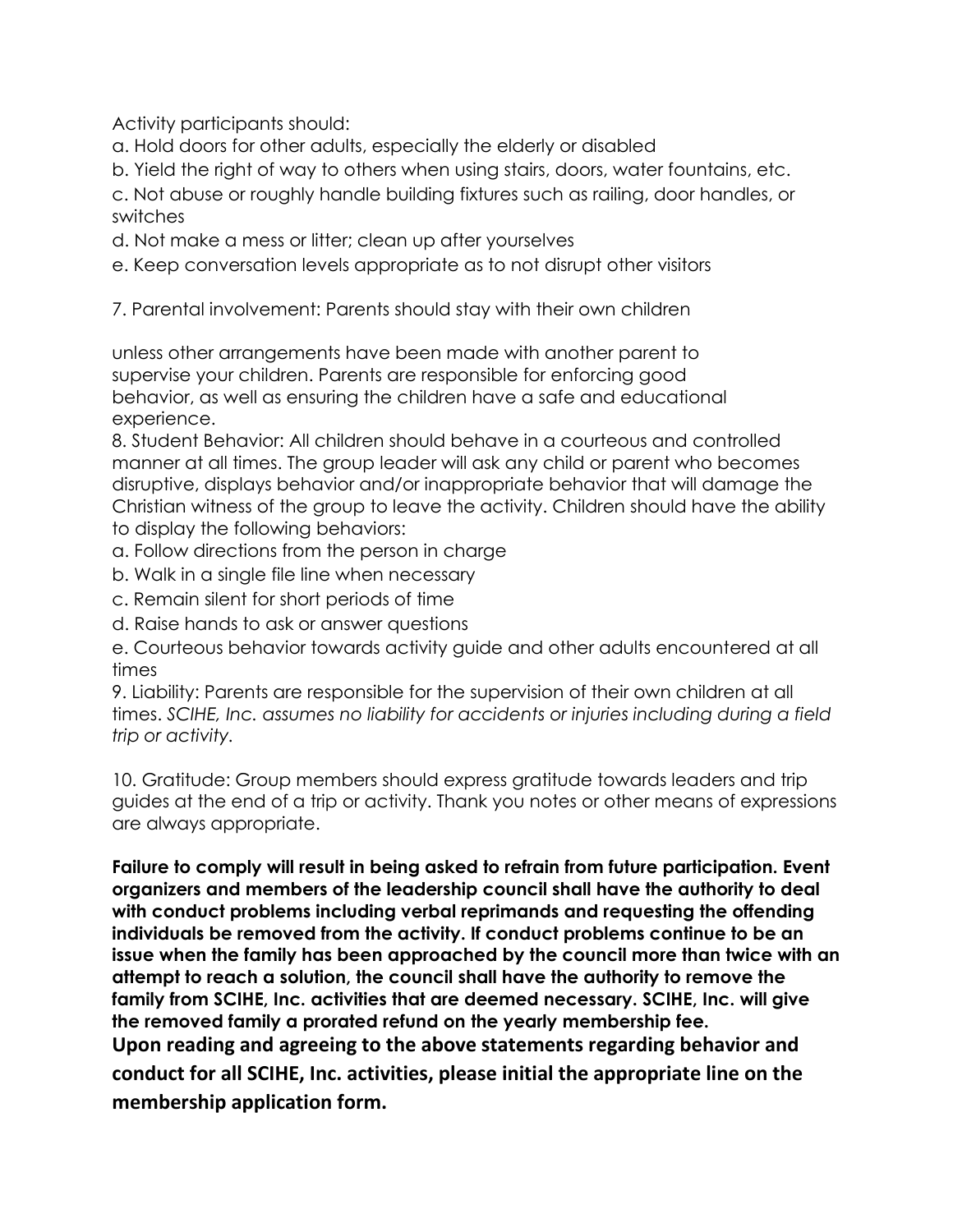Activity participants should:

a. Hold doors for other adults, especially the elderly or disabled

b. Yield the right of way to others when using stairs, doors, water fountains, etc.

c. Not abuse or roughly handle building fixtures such as railing, door handles, or switches

d. Not make a mess or litter; clean up after yourselves

e. Keep conversation levels appropriate as to not disrupt other visitors

7. Parental involvement: Parents should stay with their own children

unless other arrangements have been made with another parent to supervise your children. Parents are responsible for enforcing good behavior, as well as ensuring the children have a safe and educational experience.

8. Student Behavior: All children should behave in a courteous and controlled manner at all times. The group leader will ask any child or parent who becomes disruptive, displays behavior and/or inappropriate behavior that will damage the Christian witness of the group to leave the activity. Children should have the ability to display the following behaviors:

a. Follow directions from the person in charge

b. Walk in a single file line when necessary

c. Remain silent for short periods of time

d. Raise hands to ask or answer questions

e. Courteous behavior towards activity guide and other adults encountered at all times

9. Liability: Parents are responsible for the supervision of their own children at all times. *SCIHE, Inc. assumes no liability for accidents or injuries including during a field trip or activity.*

10. Gratitude: Group members should express gratitude towards leaders and trip guides at the end of a trip or activity. Thank you notes or other means of expressions are always appropriate.

**Failure to comply will result in being asked to refrain from future participation. Event organizers and members of the leadership council shall have the authority to deal with conduct problems including verbal reprimands and requesting the offending individuals be removed from the activity. If conduct problems continue to be an issue when the family has been approached by the council more than twice with an attempt to reach a solution, the council shall have the authority to remove the family from SCIHE, Inc. activities that are deemed necessary. SCIHE, Inc. will give the removed family a prorated refund on the yearly membership fee.**

**Upon reading and agreeing to the above statements regarding behavior and conduct for all SCIHE, Inc. activities, please initial the appropriate line on the membership application form.**